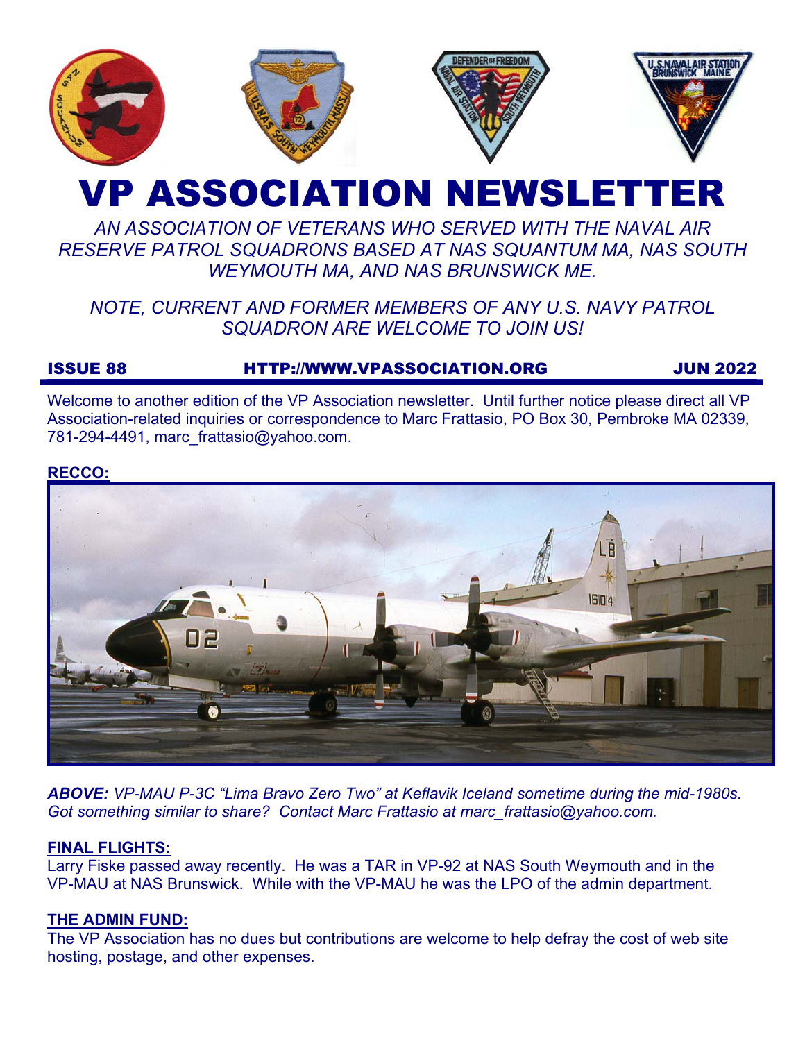# VP ASSOCIATION NEWSLETTER

*AN ASSOCIATION OF VETERANS WHO SERVED WITH THE NAVAL AIR RESERVE PATROL SQUADRONS BASED AT NAS SQUANTUM MA, NAS SOUTH WEYMOUTH MA, AND NAS BRUNSWICK ME.*

*NOTE, CURRENT AND FORMER MEMBERS OF ANY U.S. NAVY PATROL SQUADRON ARE WELCOME TO JOIN US!*

**ISSUE 88** **HTTP://WWW.VPASSOCIATION.ORG** **JUN 2022**

Welcome to another edition of the VP Association newsletter. Until further notice please direct all VP Association-related inquiries or correspondence to Marc Frattasio, PO Box 30, Pembroke MA 02339, 781-294-4491, marc_frattasio@yahoo.com.

## RECCO:

***ABOVE:*** *VP-MAU P-3C "Lima Bravo Zero Two" at Keflavik Iceland sometime during the mid-1980s. Got something similar to share? Contact Marc Frattasio at marc_frattasio@yahoo.com.*

## FINAL FLIGHTS:

Larry Fiske passed away recently. He was a TAR in VP-92 at NAS South Weymouth and in the VP-MAU at NAS Brunswick. While with the VP-MAU he was the LPO of the admin department.

## THE ADMIN FUND:

The VP Association has no dues but contributions are welcome to help defray the cost of web site hosting, postage, and other expenses.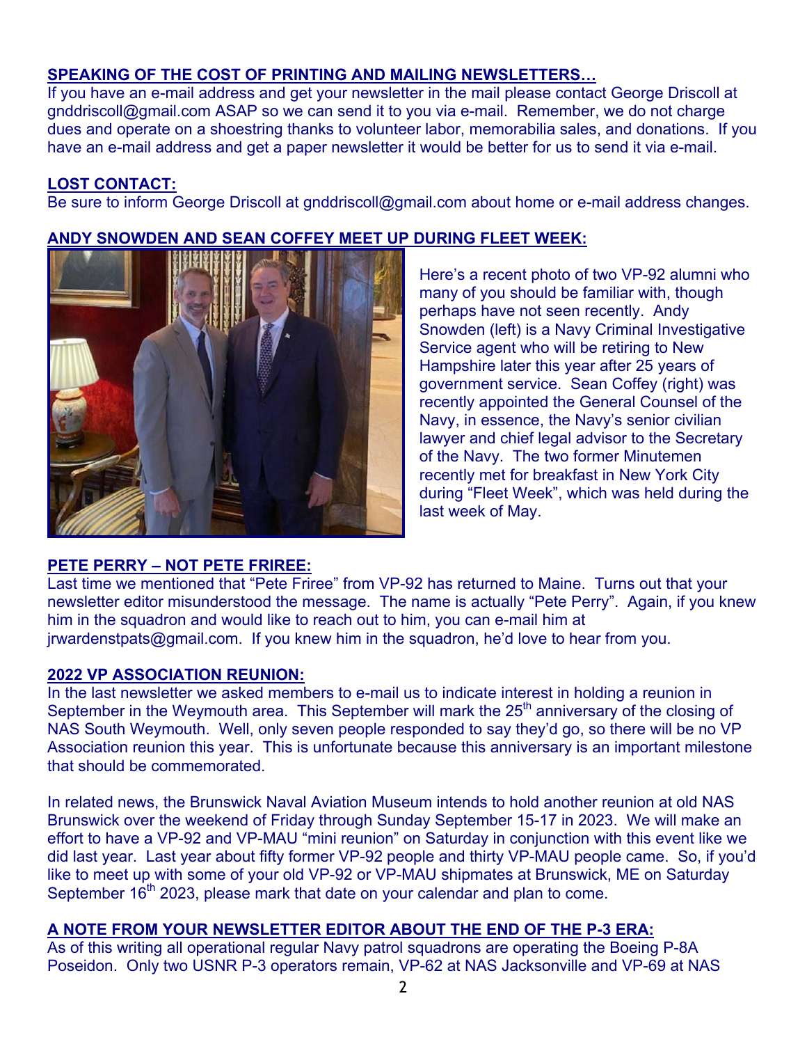## SPEAKING OF THE COST OF PRINTING AND MAILING NEWSLETTERS…

If you have an e-mail address and get your newsletter in the mail please contact George Driscoll at gnddriscoll@gmail.com ASAP so we can send it to you via e-mail. Remember, we do not charge dues and operate on a shoestring thanks to volunteer labor, memorabilia sales, and donations. If you have an e-mail address and get a paper newsletter it would be better for us to send it via e-mail.

## LOST CONTACT:

Be sure to inform George Driscoll at gnddriscoll@gmail.com about home or e-mail address changes.

## ANDY SNOWDEN AND SEAN COFFEY MEET UP DURING FLEET WEEK:

Here's a recent photo of two VP-92 alumni who many of you should be familiar with, though perhaps have not seen recently. Andy Snowden (left) is a Navy Criminal Investigative Service agent who will be retiring to New Hampshire later this year after 25 years of government service. Sean Coffey (right) was recently appointed the General Counsel of the Navy, in essence, the Navy's senior civilian lawyer and chief legal advisor to the Secretary of the Navy. The two former Minutemen recently met for breakfast in New York City during "Fleet Week", which was held during the last week of May.

## PETE PERRY – NOT PETE FRIREE:

Last time we mentioned that "Pete Friree" from VP-92 has returned to Maine. Turns out that your newsletter editor misunderstood the message. The name is actually "Pete Perry". Again, if you knew him in the squadron and would like to reach out to him, you can e-mail him at jrwardenstpats@gmail.com. If you knew him in the squadron, he'd love to hear from you.

## 2022 VP ASSOCIATION REUNION:

In the last newsletter we asked members to e-mail us to indicate interest in holding a reunion in September in the Weymouth area. This September will mark the 25th anniversary of the closing of NAS South Weymouth. Well, only seven people responded to say they'd go, so there will be no VP Association reunion this year. This is unfortunate because this anniversary is an important milestone that should be commemorated.

In related news, the Brunswick Naval Aviation Museum intends to hold another reunion at old NAS Brunswick over the weekend of Friday through Sunday September 15-17 in 2023. We will make an effort to have a VP-92 and VP-MAU "mini reunion" on Saturday in conjunction with this event like we did last year. Last year about fifty former VP-92 people and thirty VP-MAU people came. So, if you'd like to meet up with some of your old VP-92 or VP-MAU shipmates at Brunswick, ME on Saturday September 16th 2023, please mark that date on your calendar and plan to come.

## A NOTE FROM YOUR NEWSLETTER EDITOR ABOUT THE END OF THE P-3 ERA:

As of this writing all operational regular Navy patrol squadrons are operating the Boeing P-8A Poseidon. Only two USNR P-3 operators remain, VP-62 at NAS Jacksonville and VP-69 at NAS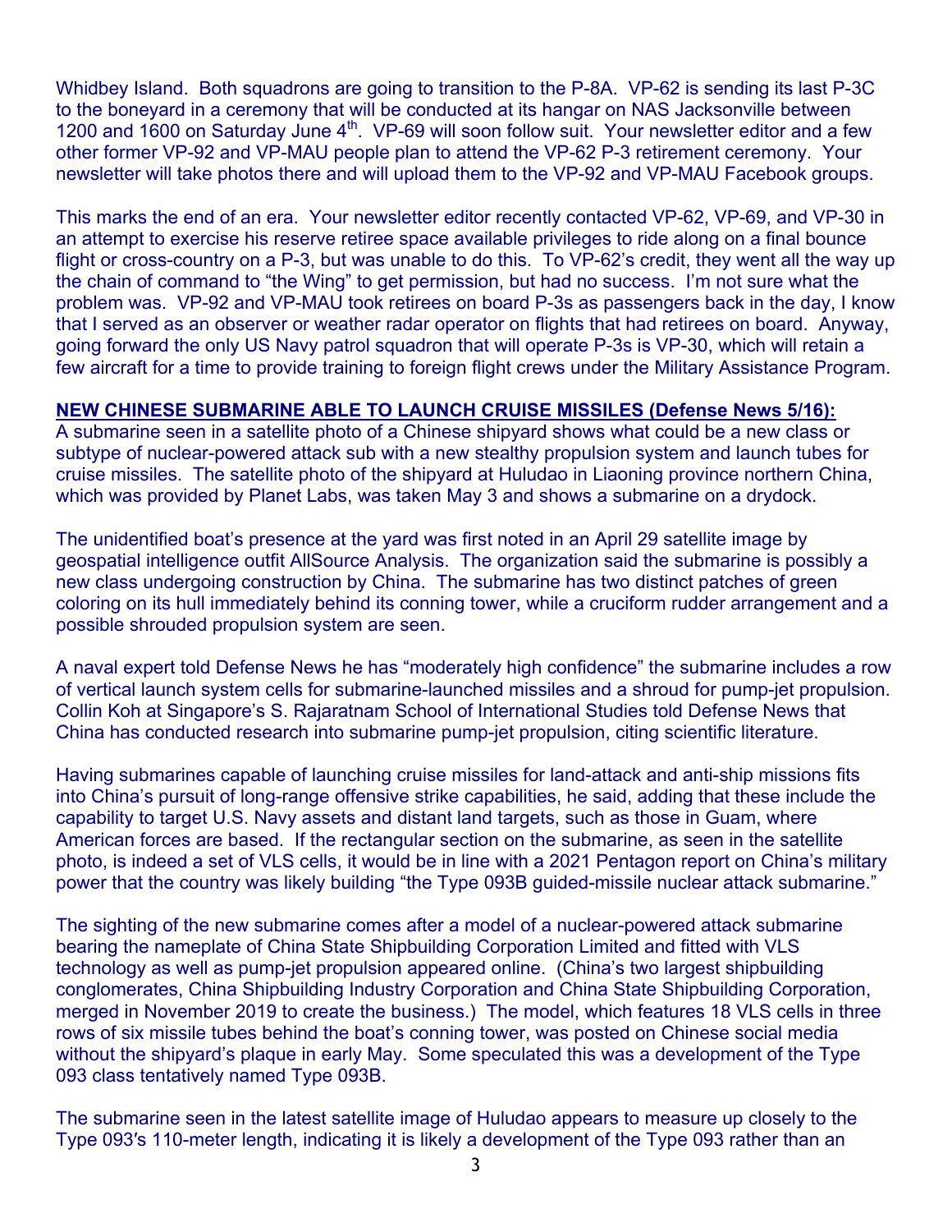Whidbey Island. Both squadrons are going to transition to the P-8A. VP-62 is sending its last P-3C to the boneyard in a ceremony that will be conducted at its hangar on NAS Jacksonville between 1200 and 1600 on Saturday June 4th. VP-69 will soon follow suit. Your newsletter editor and a few other former VP-92 and VP-MAU people plan to attend the VP-62 P-3 retirement ceremony. Your newsletter will take photos there and will upload them to the VP-92 and VP-MAU Facebook groups.

This marks the end of an era. Your newsletter editor recently contacted VP-62, VP-69, and VP-30 in an attempt to exercise his reserve retiree space available privileges to ride along on a final bounce flight or cross-country on a P-3, but was unable to do this. To VP-62's credit, they went all the way up the chain of command to "the Wing" to get permission, but had no success. I'm not sure what the problem was. VP-92 and VP-MAU took retirees on board P-3s as passengers back in the day, I know that I served as an observer or weather radar operator on flights that had retirees on board. Anyway, going forward the only US Navy patrol squadron that will operate P-3s is VP-30, which will retain a few aircraft for a time to provide training to foreign flight crews under the Military Assistance Program.

**NEW CHINESE SUBMARINE ABLE TO LAUNCH CRUISE MISSILES (Defense News 5/16):**
A submarine seen in a satellite photo of a Chinese shipyard shows what could be a new class or subtype of nuclear-powered attack sub with a new stealthy propulsion system and launch tubes for cruise missiles. The satellite photo of the shipyard at Huludao in Liaoning province northern China, which was provided by Planet Labs, was taken May 3 and shows a submarine on a drydock.

The unidentified boat's presence at the yard was first noted in an April 29 satellite image by geospatial intelligence outfit AllSource Analysis. The organization said the submarine is possibly a new class undergoing construction by China. The submarine has two distinct patches of green coloring on its hull immediately behind its conning tower, while a cruciform rudder arrangement and a possible shrouded propulsion system are seen.

A naval expert told Defense News he has "moderately high confidence" the submarine includes a row of vertical launch system cells for submarine-launched missiles and a shroud for pump-jet propulsion. Collin Koh at Singapore's S. Rajaratnam School of International Studies told Defense News that China has conducted research into submarine pump-jet propulsion, citing scientific literature.

Having submarines capable of launching cruise missiles for land-attack and anti-ship missions fits into China's pursuit of long-range offensive strike capabilities, he said, adding that these include the capability to target U.S. Navy assets and distant land targets, such as those in Guam, where American forces are based. If the rectangular section on the submarine, as seen in the satellite photo, is indeed a set of VLS cells, it would be in line with a 2021 Pentagon report on China's military power that the country was likely building "the Type 093B guided-missile nuclear attack submarine."

The sighting of the new submarine comes after a model of a nuclear-powered attack submarine bearing the nameplate of China State Shipbuilding Corporation Limited and fitted with VLS technology as well as pump-jet propulsion appeared online. (China's two largest shipbuilding conglomerates, China Shipbuilding Industry Corporation and China State Shipbuilding Corporation, merged in November 2019 to create the business.) The model, which features 18 VLS cells in three rows of six missile tubes behind the boat's conning tower, was posted on Chinese social media without the shipyard's plaque in early May. Some speculated this was a development of the Type 093 class tentatively named Type 093B.

The submarine seen in the latest satellite image of Huludao appears to measure up closely to the Type 093's 110-meter length, indicating it is likely a development of the Type 093 rather than an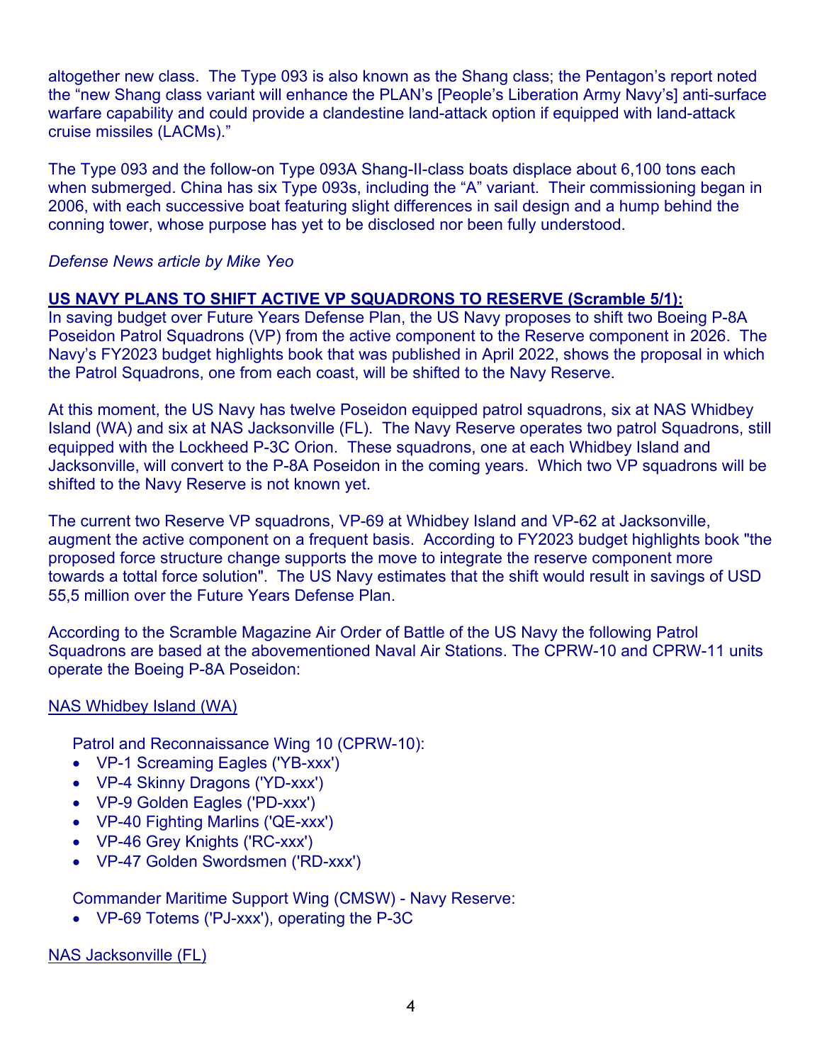altogether new class. The Type 093 is also known as the Shang class; the Pentagon's report noted the "new Shang class variant will enhance the PLAN's [People's Liberation Army Navy's] anti-surface warfare capability and could provide a clandestine land-attack option if equipped with land-attack cruise missiles (LACMs)."

The Type 093 and the follow-on Type 093A Shang-II-class boats displace about 6,100 tons each when submerged. China has six Type 093s, including the "A" variant. Their commissioning began in 2006, with each successive boat featuring slight differences in sail design and a hump behind the conning tower, whose purpose has yet to be disclosed nor been fully understood.

*Defense News article by Mike Yeo*

**US NAVY PLANS TO SHIFT ACTIVE VP SQUADRONS TO RESERVE (Scramble 5/1):**

In saving budget over Future Years Defense Plan, the US Navy proposes to shift two Boeing P-8A Poseidon Patrol Squadrons (VP) from the active component to the Reserve component in 2026. The Navy's FY2023 budget highlights book that was published in April 2022, shows the proposal in which the Patrol Squadrons, one from each coast, will be shifted to the Navy Reserve.

At this moment, the US Navy has twelve Poseidon equipped patrol squadrons, six at NAS Whidbey Island (WA) and six at NAS Jacksonville (FL). The Navy Reserve operates two patrol Squadrons, still equipped with the Lockheed P-3C Orion. These squadrons, one at each Whidbey Island and Jacksonville, will convert to the P-8A Poseidon in the coming years. Which two VP squadrons will be shifted to the Navy Reserve is not known yet.

The current two Reserve VP squadrons, VP-69 at Whidbey Island and VP-62 at Jacksonville, augment the active component on a frequent basis. According to FY2023 budget highlights book "the proposed force structure change supports the move to integrate the reserve component more towards a tottal force solution". The US Navy estimates that the shift would result in savings of USD 55,5 million over the Future Years Defense Plan.

According to the Scramble Magazine Air Order of Battle of the US Navy the following Patrol Squadrons are based at the abovementioned Naval Air Stations. The CPRW-10 and CPRW-11 units operate the Boeing P-8A Poseidon:

NAS Whidbey Island (WA)

Patrol and Reconnaissance Wing 10 (CPRW-10):

- VP-1 Screaming Eagles ('YB-xxx')
- VP-4 Skinny Dragons ('YD-xxx')
- VP-9 Golden Eagles ('PD-xxx')
- VP-40 Fighting Marlins ('QE-xxx')
- VP-46 Grey Knights ('RC-xxx')
- VP-47 Golden Swordsmen ('RD-xxx')

Commander Maritime Support Wing (CMSW) - Navy Reserve:

- VP-69 Totems ('PJ-xxx'), operating the P-3C

NAS Jacksonville (FL)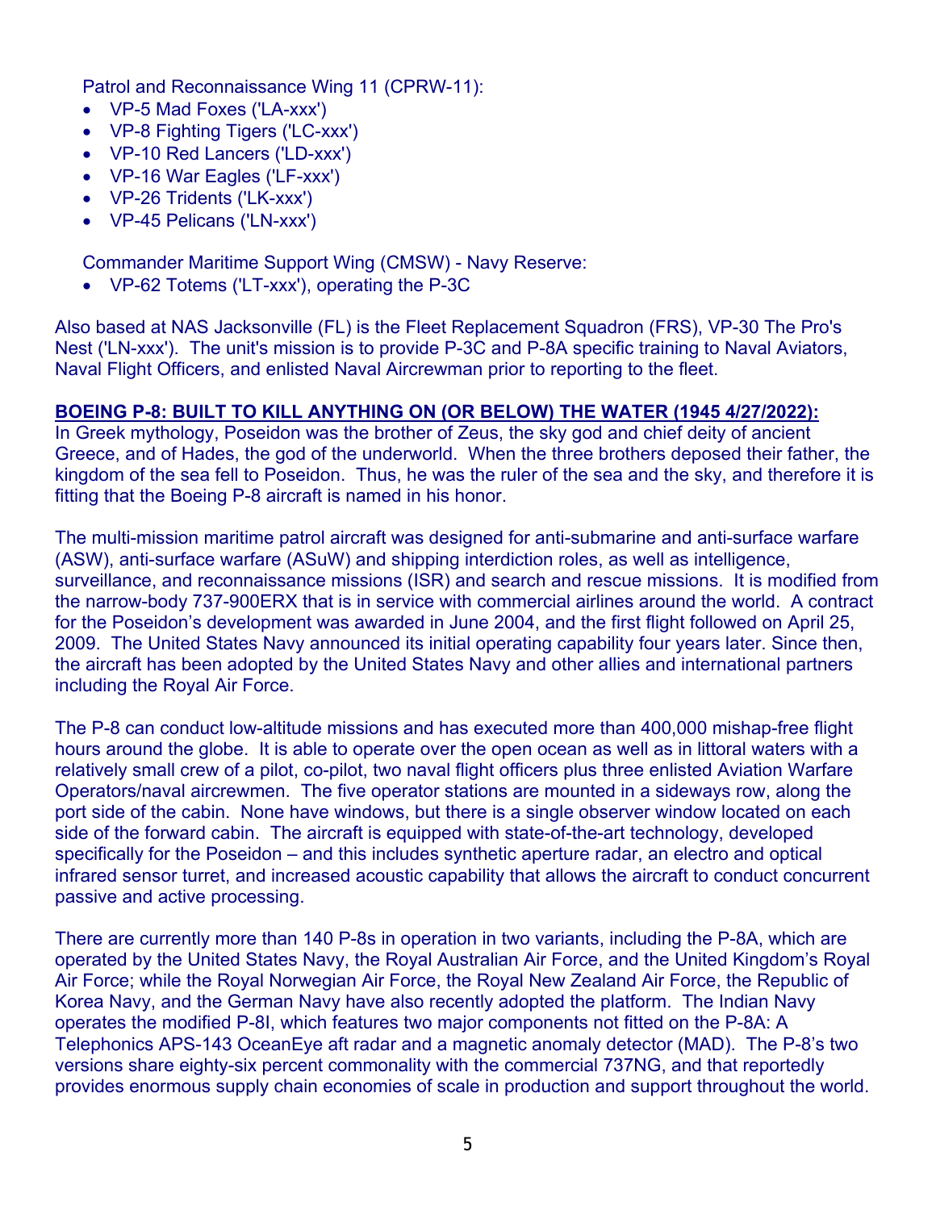Patrol and Reconnaissance Wing 11 (CPRW-11):

- VP-5 Mad Foxes ('LA-xxx')
- VP-8 Fighting Tigers ('LC-xxx')
- VP-10 Red Lancers ('LD-xxx')
- VP-16 War Eagles ('LF-xxx')
- VP-26 Tridents ('LK-xxx')
- VP-45 Pelicans ('LN-xxx')

Commander Maritime Support Wing (CMSW) - Navy Reserve:

- VP-62 Totems ('LT-xxx'), operating the P-3C

Also based at NAS Jacksonville (FL) is the Fleet Replacement Squadron (FRS), VP-30 The Pro's Nest ('LN-xxx'). The unit's mission is to provide P-3C and P-8A specific training to Naval Aviators, Naval Flight Officers, and enlisted Naval Aircrewman prior to reporting to the fleet.

**BOEING P-8: BUILT TO KILL ANYTHING ON (OR BELOW) THE WATER (1945 4/27/2022):**

In Greek mythology, Poseidon was the brother of Zeus, the sky god and chief deity of ancient Greece, and of Hades, the god of the underworld. When the three brothers deposed their father, the kingdom of the sea fell to Poseidon. Thus, he was the ruler of the sea and the sky, and therefore it is fitting that the Boeing P-8 aircraft is named in his honor.

The multi-mission maritime patrol aircraft was designed for anti-submarine and anti-surface warfare (ASW), anti-surface warfare (ASuW) and shipping interdiction roles, as well as intelligence, surveillance, and reconnaissance missions (ISR) and search and rescue missions. It is modified from the narrow-body 737-900ERX that is in service with commercial airlines around the world. A contract for the Poseidon's development was awarded in June 2004, and the first flight followed on April 25, 2009. The United States Navy announced its initial operating capability four years later. Since then, the aircraft has been adopted by the United States Navy and other allies and international partners including the Royal Air Force.

The P-8 can conduct low-altitude missions and has executed more than 400,000 mishap-free flight hours around the globe. It is able to operate over the open ocean as well as in littoral waters with a relatively small crew of a pilot, co-pilot, two naval flight officers plus three enlisted Aviation Warfare Operators/naval aircrewmen. The five operator stations are mounted in a sideways row, along the port side of the cabin. None have windows, but there is a single observer window located on each side of the forward cabin. The aircraft is equipped with state-of-the-art technology, developed specifically for the Poseidon – and this includes synthetic aperture radar, an electro and optical infrared sensor turret, and increased acoustic capability that allows the aircraft to conduct concurrent passive and active processing.

There are currently more than 140 P-8s in operation in two variants, including the P-8A, which are operated by the United States Navy, the Royal Australian Air Force, and the United Kingdom's Royal Air Force; while the Royal Norwegian Air Force, the Royal New Zealand Air Force, the Republic of Korea Navy, and the German Navy have also recently adopted the platform. The Indian Navy operates the modified P-8I, which features two major components not fitted on the P-8A: A Telephonics APS-143 OceanEye aft radar and a magnetic anomaly detector (MAD). The P-8's two versions share eighty-six percent commonality with the commercial 737NG, and that reportedly provides enormous supply chain economies of scale in production and support throughout the world.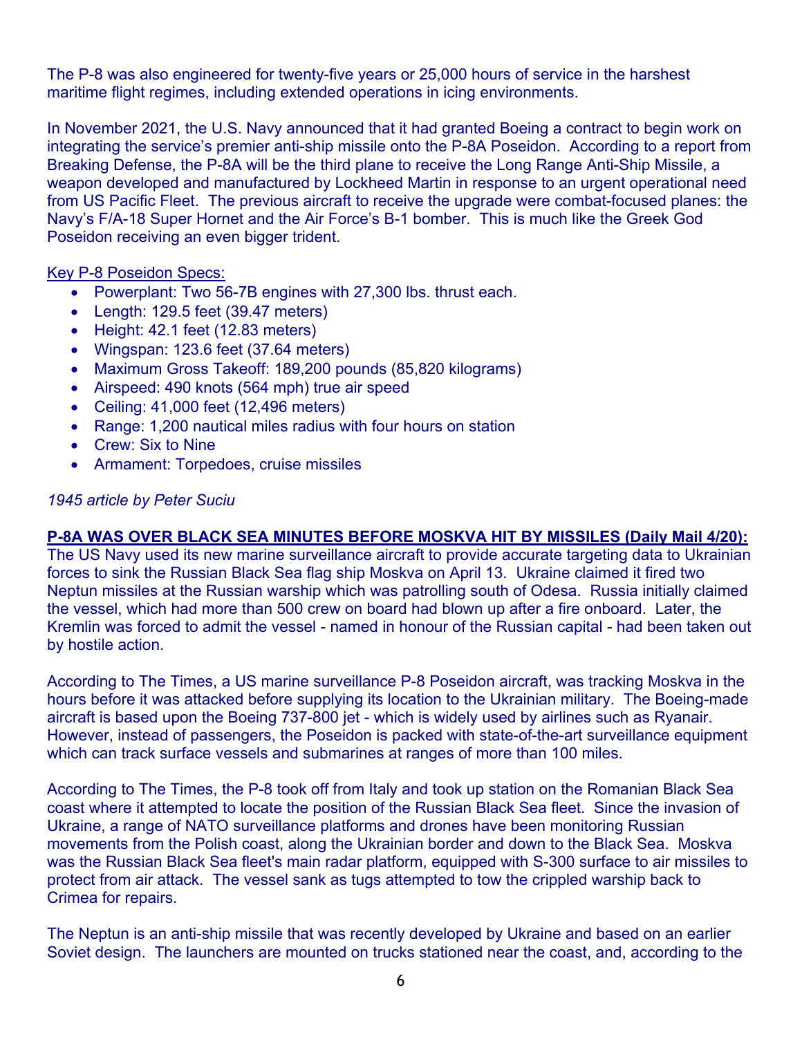The P-8 was also engineered for twenty-five years or 25,000 hours of service in the harshest maritime flight regimes, including extended operations in icing environments.

In November 2021, the U.S. Navy announced that it had granted Boeing a contract to begin work on integrating the service's premier anti-ship missile onto the P-8A Poseidon. According to a report from Breaking Defense, the P-8A will be the third plane to receive the Long Range Anti-Ship Missile, a weapon developed and manufactured by Lockheed Martin in response to an urgent operational need from US Pacific Fleet. The previous aircraft to receive the upgrade were combat-focused planes: the Navy's F/A-18 Super Hornet and the Air Force's B-1 bomber. This is much like the Greek God Poseidon receiving an even bigger trident.

Key P-8 Poseidon Specs:

- Powerplant: Two 56-7B engines with 27,300 lbs. thrust each.
- Length: 129.5 feet (39.47 meters)
- Height: 42.1 feet (12.83 meters)
- Wingspan: 123.6 feet (37.64 meters)
- Maximum Gross Takeoff: 189,200 pounds (85,820 kilograms)
- Airspeed: 490 knots (564 mph) true air speed
- Ceiling: 41,000 feet (12,496 meters)
- Range: 1,200 nautical miles radius with four hours on station
- Crew: Six to Nine
- Armament: Torpedoes, cruise missiles

*1945 article by Peter Suciu*

**P-8A WAS OVER BLACK SEA MINUTES BEFORE MOSKVA HIT BY MISSILES (Daily Mail 4/20):**
The US Navy used its new marine surveillance aircraft to provide accurate targeting data to Ukrainian forces to sink the Russian Black Sea flag ship Moskva on April 13. Ukraine claimed it fired two Neptun missiles at the Russian warship which was patrolling south of Odesa. Russia initially claimed the vessel, which had more than 500 crew on board had blown up after a fire onboard. Later, the Kremlin was forced to admit the vessel - named in honour of the Russian capital - had been taken out by hostile action.

According to The Times, a US marine surveillance P-8 Poseidon aircraft, was tracking Moskva in the hours before it was attacked before supplying its location to the Ukrainian military. The Boeing-made aircraft is based upon the Boeing 737-800 jet - which is widely used by airlines such as Ryanair. However, instead of passengers, the Poseidon is packed with state-of-the-art surveillance equipment which can track surface vessels and submarines at ranges of more than 100 miles.

According to The Times, the P-8 took off from Italy and took up station on the Romanian Black Sea coast where it attempted to locate the position of the Russian Black Sea fleet. Since the invasion of Ukraine, a range of NATO surveillance platforms and drones have been monitoring Russian movements from the Polish coast, along the Ukrainian border and down to the Black Sea. Moskva was the Russian Black Sea fleet's main radar platform, equipped with S-300 surface to air missiles to protect from air attack. The vessel sank as tugs attempted to tow the crippled warship back to Crimea for repairs.

The Neptun is an anti-ship missile that was recently developed by Ukraine and based on an earlier Soviet design. The launchers are mounted on trucks stationed near the coast, and, according to the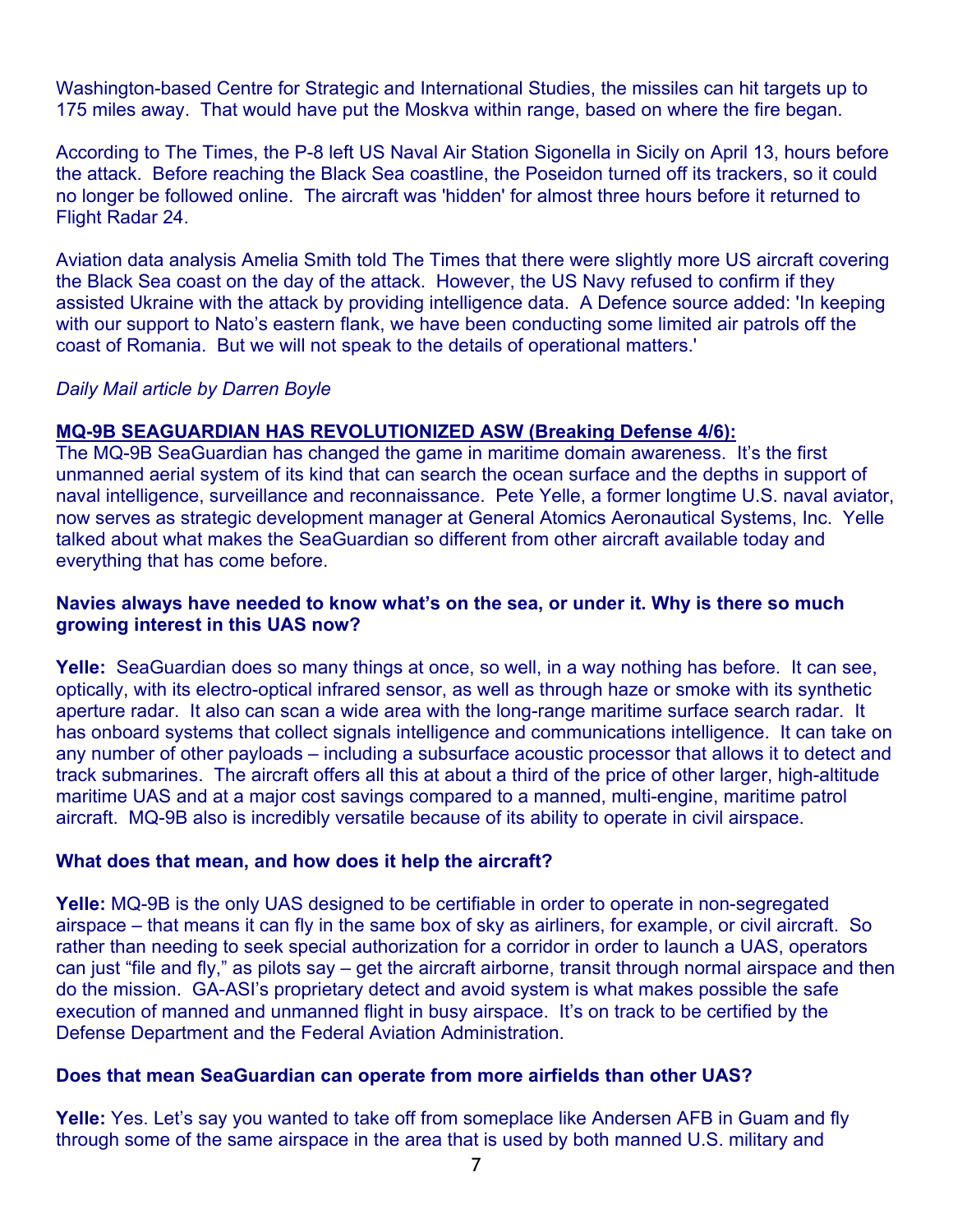Washington-based Centre for Strategic and International Studies, the missiles can hit targets up to 175 miles away. That would have put the Moskva within range, based on where the fire began.

According to The Times, the P-8 left US Naval Air Station Sigonella in Sicily on April 13, hours before the attack. Before reaching the Black Sea coastline, the Poseidon turned off its trackers, so it could no longer be followed online. The aircraft was 'hidden' for almost three hours before it returned to Flight Radar 24.

Aviation data analysis Amelia Smith told The Times that there were slightly more US aircraft covering the Black Sea coast on the day of the attack. However, the US Navy refused to confirm if they assisted Ukraine with the attack by providing intelligence data. A Defence source added: 'In keeping with our support to Nato's eastern flank, we have been conducting some limited air patrols off the coast of Romania. But we will not speak to the details of operational matters.'

*Daily Mail article by Darren Boyle*

**MQ-9B SEAGUARDIAN HAS REVOLUTIONIZED ASW (Breaking Defense 4/6):**

The MQ-9B SeaGuardian has changed the game in maritime domain awareness. It's the first unmanned aerial system of its kind that can search the ocean surface and the depths in support of naval intelligence, surveillance and reconnaissance. Pete Yelle, a former longtime U.S. naval aviator, now serves as strategic development manager at General Atomics Aeronautical Systems, Inc. Yelle talked about what makes the SeaGuardian so different from other aircraft available today and everything that has come before.

**Navies always have needed to know what's on the sea, or under it. Why is there so much growing interest in this UAS now?**

**Yelle:** SeaGuardian does so many things at once, so well, in a way nothing has before. It can see, optically, with its electro-optical infrared sensor, as well as through haze or smoke with its synthetic aperture radar. It also can scan a wide area with the long-range maritime surface search radar. It has onboard systems that collect signals intelligence and communications intelligence. It can take on any number of other payloads – including a subsurface acoustic processor that allows it to detect and track submarines. The aircraft offers all this at about a third of the price of other larger, high-altitude maritime UAS and at a major cost savings compared to a manned, multi-engine, maritime patrol aircraft. MQ-9B also is incredibly versatile because of its ability to operate in civil airspace.

**What does that mean, and how does it help the aircraft?**

**Yelle:** MQ-9B is the only UAS designed to be certifiable in order to operate in non-segregated airspace – that means it can fly in the same box of sky as airliners, for example, or civil aircraft. So rather than needing to seek special authorization for a corridor in order to launch a UAS, operators can just "file and fly," as pilots say – get the aircraft airborne, transit through normal airspace and then do the mission. GA-ASI's proprietary detect and avoid system is what makes possible the safe execution of manned and unmanned flight in busy airspace. It's on track to be certified by the Defense Department and the Federal Aviation Administration.

**Does that mean SeaGuardian can operate from more airfields than other UAS?**

**Yelle:** Yes. Let's say you wanted to take off from someplace like Andersen AFB in Guam and fly through some of the same airspace in the area that is used by both manned U.S. military and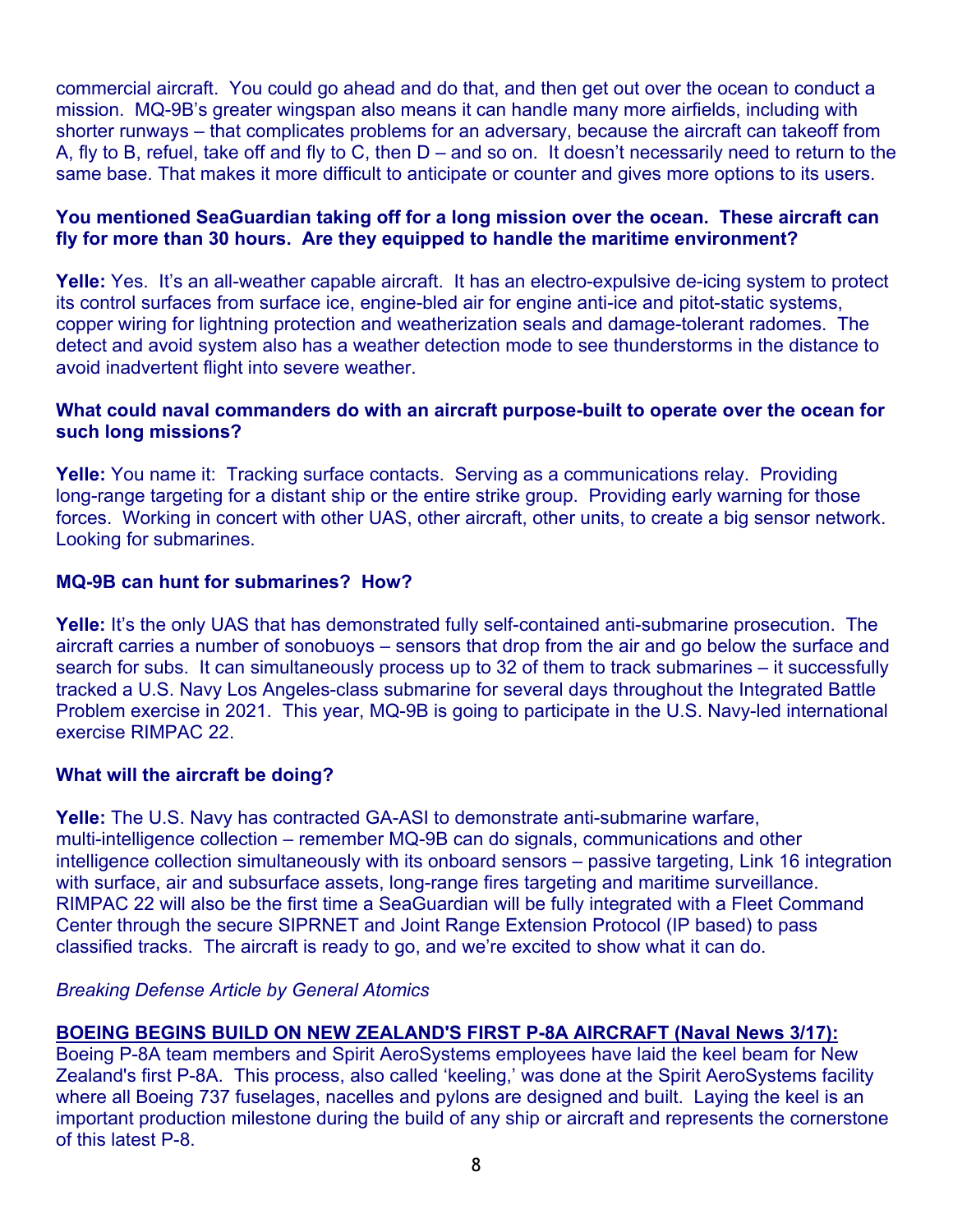commercial aircraft. You could go ahead and do that, and then get out over the ocean to conduct a mission. MQ-9B's greater wingspan also means it can handle many more airfields, including with shorter runways – that complicates problems for an adversary, because the aircraft can takeoff from A, fly to B, refuel, take off and fly to C, then D – and so on. It doesn't necessarily need to return to the same base. That makes it more difficult to anticipate or counter and gives more options to its users.

**You mentioned SeaGuardian taking off for a long mission over the ocean. These aircraft can fly for more than 30 hours. Are they equipped to handle the maritime environment?**

**Yelle:** Yes. It's an all-weather capable aircraft. It has an electro-expulsive de-icing system to protect its control surfaces from surface ice, engine-bled air for engine anti-ice and pitot-static systems, copper wiring for lightning protection and weatherization seals and damage-tolerant radomes. The detect and avoid system also has a weather detection mode to see thunderstorms in the distance to avoid inadvertent flight into severe weather.

**What could naval commanders do with an aircraft purpose-built to operate over the ocean for such long missions?**

**Yelle:** You name it: Tracking surface contacts. Serving as a communications relay. Providing long-range targeting for a distant ship or the entire strike group. Providing early warning for those forces. Working in concert with other UAS, other aircraft, other units, to create a big sensor network. Looking for submarines.

**MQ-9B can hunt for submarines? How?**

**Yelle:** It's the only UAS that has demonstrated fully self-contained anti-submarine prosecution. The aircraft carries a number of sonobuoys – sensors that drop from the air and go below the surface and search for subs. It can simultaneously process up to 32 of them to track submarines – it successfully tracked a U.S. Navy Los Angeles-class submarine for several days throughout the Integrated Battle Problem exercise in 2021. This year, MQ-9B is going to participate in the U.S. Navy-led international exercise RIMPAC 22.

**What will the aircraft be doing?**

**Yelle:** The U.S. Navy has contracted GA-ASI to demonstrate anti-submarine warfare, multi-intelligence collection – remember MQ-9B can do signals, communications and other intelligence collection simultaneously with its onboard sensors – passive targeting, Link 16 integration with surface, air and subsurface assets, long-range fires targeting and maritime surveillance. RIMPAC 22 will also be the first time a SeaGuardian will be fully integrated with a Fleet Command Center through the secure SIPRNET and Joint Range Extension Protocol (IP based) to pass classified tracks. The aircraft is ready to go, and we're excited to show what it can do.

*Breaking Defense Article by General Atomics*

**BOEING BEGINS BUILD ON NEW ZEALAND'S FIRST P-8A AIRCRAFT (Naval News 3/17):**
Boeing P-8A team members and Spirit AeroSystems employees have laid the keel beam for New Zealand's first P-8A. This process, also called 'keeling,' was done at the Spirit AeroSystems facility where all Boeing 737 fuselages, nacelles and pylons are designed and built. Laying the keel is an important production milestone during the build of any ship or aircraft and represents the cornerstone of this latest P-8.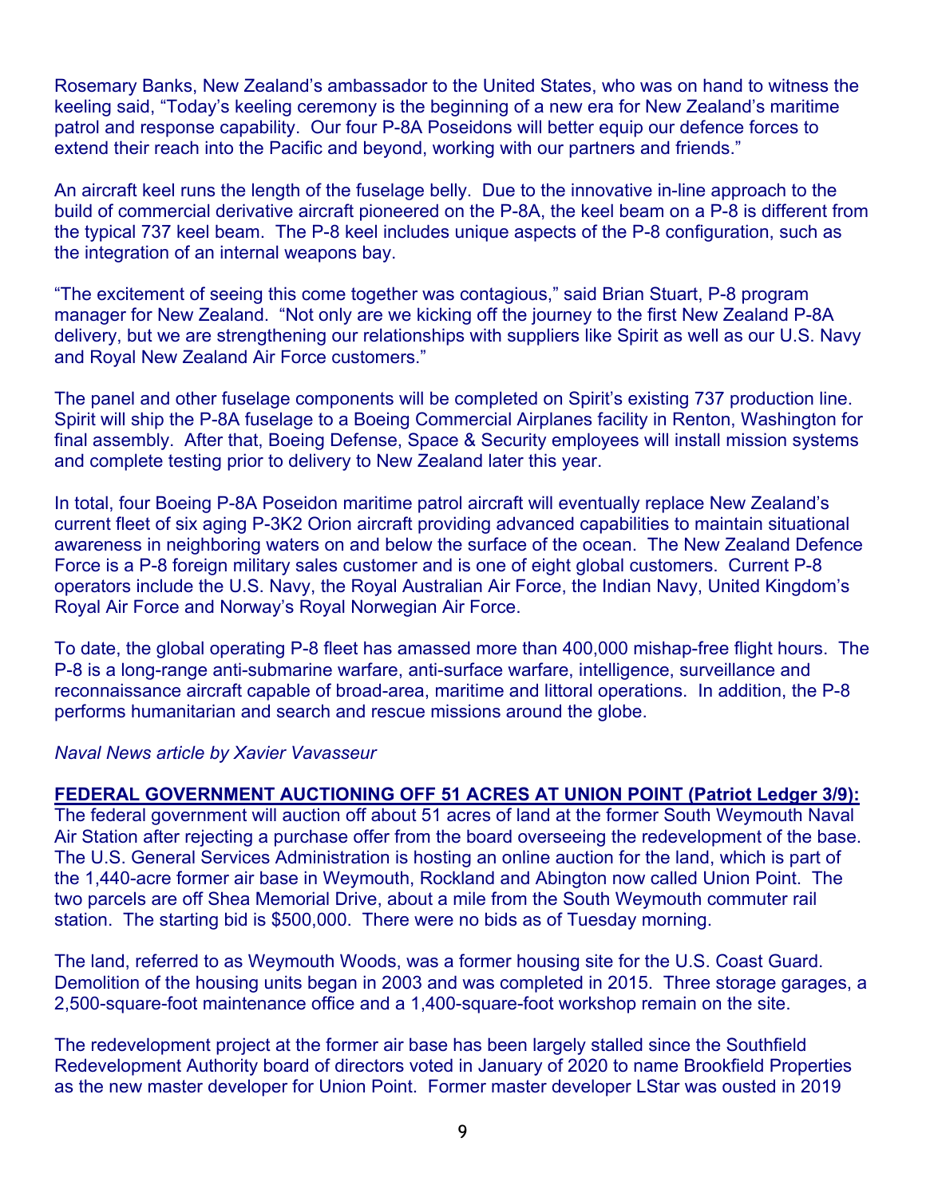Rosemary Banks, New Zealand's ambassador to the United States, who was on hand to witness the keeling said, "Today's keeling ceremony is the beginning of a new era for New Zealand's maritime patrol and response capability. Our four P-8A Poseidons will better equip our defence forces to extend their reach into the Pacific and beyond, working with our partners and friends."

An aircraft keel runs the length of the fuselage belly. Due to the innovative in-line approach to the build of commercial derivative aircraft pioneered on the P-8A, the keel beam on a P-8 is different from the typical 737 keel beam. The P-8 keel includes unique aspects of the P-8 configuration, such as the integration of an internal weapons bay.

"The excitement of seeing this come together was contagious," said Brian Stuart, P-8 program manager for New Zealand. "Not only are we kicking off the journey to the first New Zealand P-8A delivery, but we are strengthening our relationships with suppliers like Spirit as well as our U.S. Navy and Royal New Zealand Air Force customers."

The panel and other fuselage components will be completed on Spirit's existing 737 production line. Spirit will ship the P-8A fuselage to a Boeing Commercial Airplanes facility in Renton, Washington for final assembly. After that, Boeing Defense, Space & Security employees will install mission systems and complete testing prior to delivery to New Zealand later this year.

In total, four Boeing P-8A Poseidon maritime patrol aircraft will eventually replace New Zealand's current fleet of six aging P-3K2 Orion aircraft providing advanced capabilities to maintain situational awareness in neighboring waters on and below the surface of the ocean. The New Zealand Defence Force is a P-8 foreign military sales customer and is one of eight global customers. Current P-8 operators include the U.S. Navy, the Royal Australian Air Force, the Indian Navy, United Kingdom's Royal Air Force and Norway's Royal Norwegian Air Force.

To date, the global operating P-8 fleet has amassed more than 400,000 mishap-free flight hours. The P-8 is a long-range anti-submarine warfare, anti-surface warfare, intelligence, surveillance and reconnaissance aircraft capable of broad-area, maritime and littoral operations. In addition, the P-8 performs humanitarian and search and rescue missions around the globe.

*Naval News article by Xavier Vavasseur*

**FEDERAL GOVERNMENT AUCTIONING OFF 51 ACRES AT UNION POINT (Patriot Ledger 3/9):**
The federal government will auction off about 51 acres of land at the former South Weymouth Naval Air Station after rejecting a purchase offer from the board overseeing the redevelopment of the base. The U.S. General Services Administration is hosting an online auction for the land, which is part of the 1,440-acre former air base in Weymouth, Rockland and Abington now called Union Point. The two parcels are off Shea Memorial Drive, about a mile from the South Weymouth commuter rail station. The starting bid is $500,000. There were no bids as of Tuesday morning.

The land, referred to as Weymouth Woods, was a former housing site for the U.S. Coast Guard. Demolition of the housing units began in 2003 and was completed in 2015. Three storage garages, a 2,500-square-foot maintenance office and a 1,400-square-foot workshop remain on the site.

The redevelopment project at the former air base has been largely stalled since the Southfield Redevelopment Authority board of directors voted in January of 2020 to name Brookfield Properties as the new master developer for Union Point. Former master developer LStar was ousted in 2019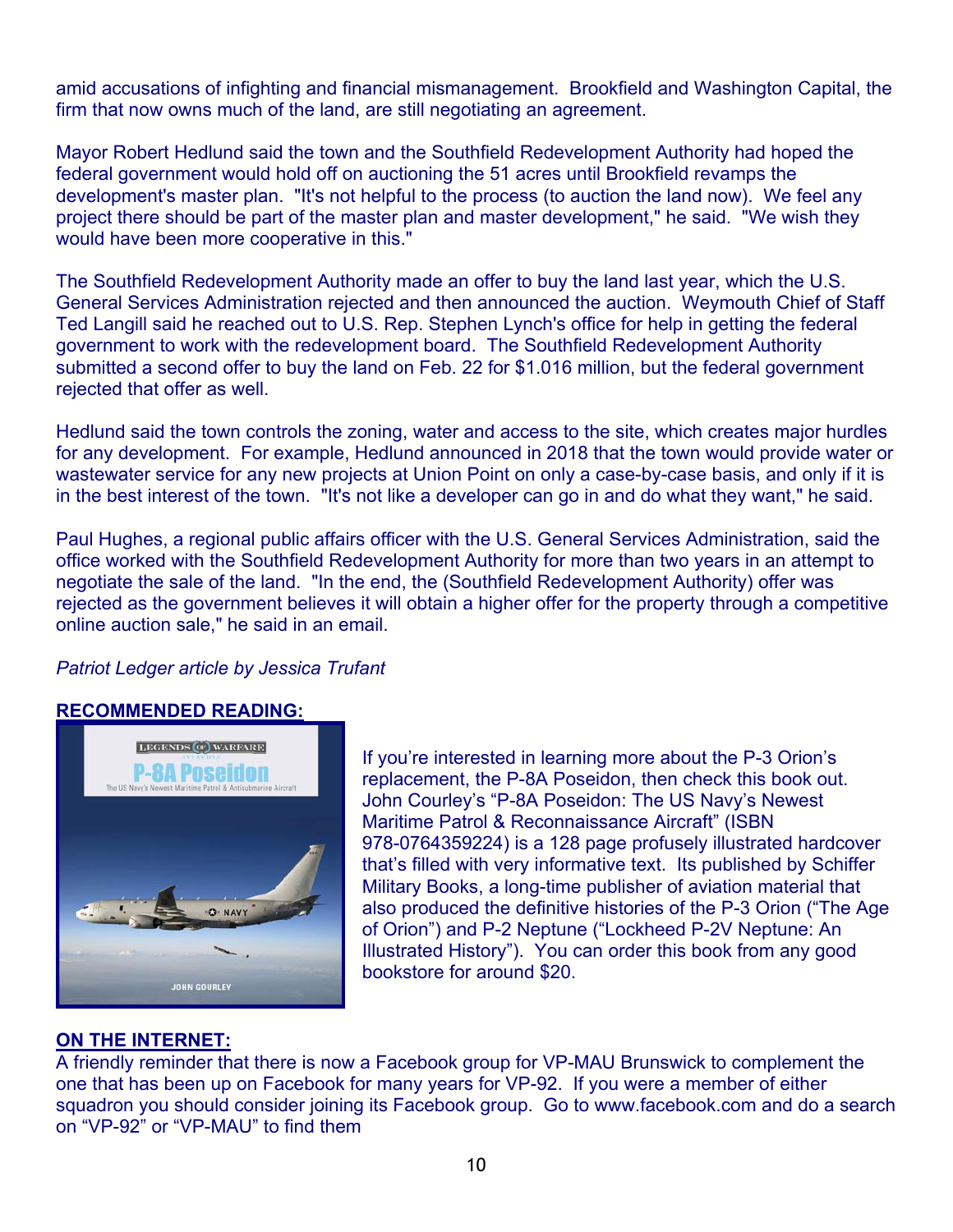amid accusations of infighting and financial mismanagement. Brookfield and Washington Capital, the firm that now owns much of the land, are still negotiating an agreement.

Mayor Robert Hedlund said the town and the Southfield Redevelopment Authority had hoped the federal government would hold off on auctioning the 51 acres until Brookfield revamps the development's master plan. "It's not helpful to the process (to auction the land now). We feel any project there should be part of the master plan and master development," he said. "We wish they would have been more cooperative in this."

The Southfield Redevelopment Authority made an offer to buy the land last year, which the U.S. General Services Administration rejected and then announced the auction. Weymouth Chief of Staff Ted Langill said he reached out to U.S. Rep. Stephen Lynch's office for help in getting the federal government to work with the redevelopment board. The Southfield Redevelopment Authority submitted a second offer to buy the land on Feb. 22 for $1.016 million, but the federal government rejected that offer as well.

Hedlund said the town controls the zoning, water and access to the site, which creates major hurdles for any development. For example, Hedlund announced in 2018 that the town would provide water or wastewater service for any new projects at Union Point on only a case-by-case basis, and only if it is in the best interest of the town. "It's not like a developer can go in and do what they want," he said.

Paul Hughes, a regional public affairs officer with the U.S. General Services Administration, said the office worked with the Southfield Redevelopment Authority for more than two years in an attempt to negotiate the sale of the land. "In the end, the (Southfield Redevelopment Authority) offer was rejected as the government believes it will obtain a higher offer for the property through a competitive online auction sale," he said in an email.

*Patriot Ledger article by Jessica Trufant*

**RECOMMENDED READING:**

If you're interested in learning more about the P-3 Orion's replacement, the P-8A Poseidon, then check this book out. John Courley's "P-8A Poseidon: The US Navy's Newest Maritime Patrol & Reconnaissance Aircraft" (ISBN 978-0764359224) is a 128 page profusely illustrated hardcover that's filled with very informative text. Its published by Schiffer Military Books, a long-time publisher of aviation material that also produced the definitive histories of the P-3 Orion ("The Age of Orion") and P-2 Neptune ("Lockheed P-2V Neptune: An Illustrated History"). You can order this book from any good bookstore for around $20.

**ON THE INTERNET:**

A friendly reminder that there is now a Facebook group for VP-MAU Brunswick to complement the one that has been up on Facebook for many years for VP-92. If you were a member of either squadron you should consider joining its Facebook group. Go to www.facebook.com and do a search on "VP-92" or "VP-MAU" to find them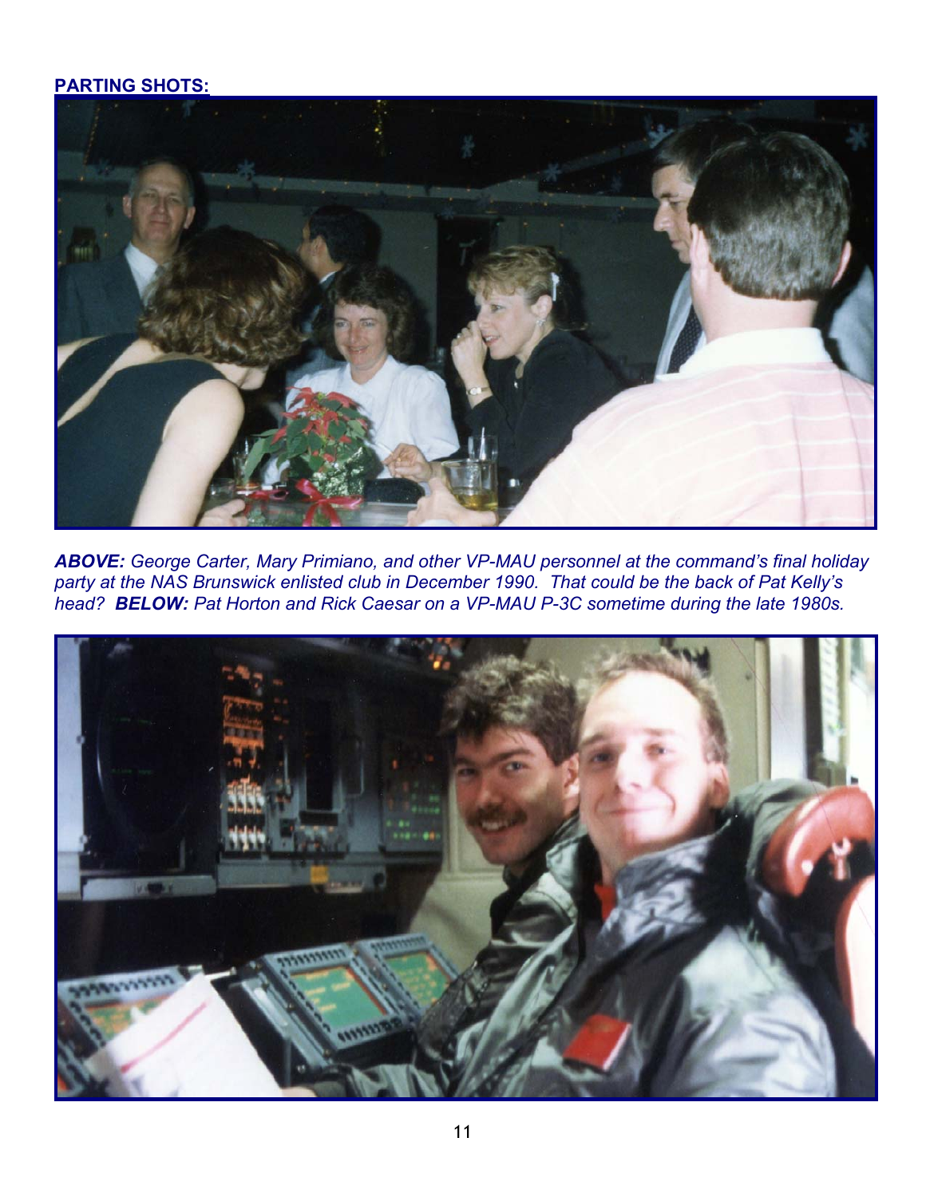**PARTING SHOTS:**

***ABOVE:*** *George Carter, Mary Primiano, and other VP-MAU personnel at the command's final holiday party at the NAS Brunswick enlisted club in December 1990. That could be the back of Pat Kelly's head?* ***BELOW:*** *Pat Horton and Rick Caesar on a VP-MAU P-3C sometime during the late 1980s.*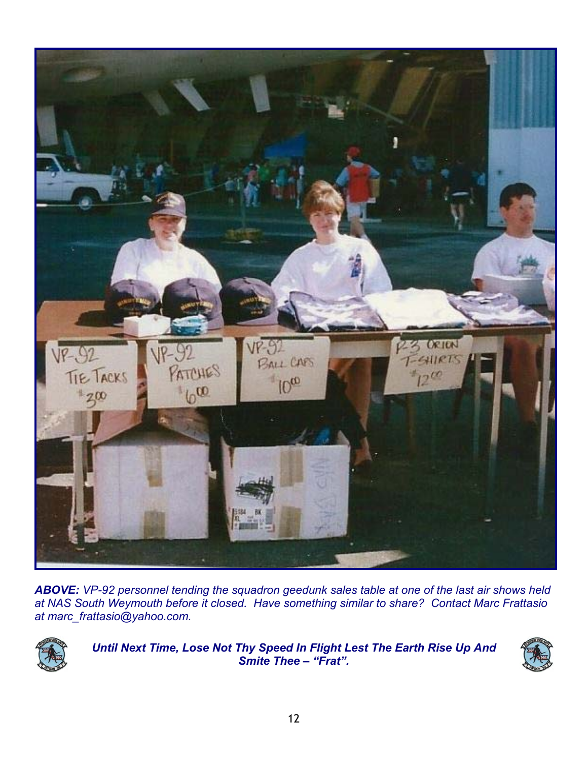***ABOVE:*** *VP-92 personnel tending the squadron geedunk sales table at one of the last air shows held at NAS South Weymouth before it closed. Have something similar to share? Contact Marc Frattasio at marc_frattasio@yahoo.com.*

***Until Next Time, Lose Not Thy Speed In Flight Lest The Earth Rise Up And Smite Thee – "Frat".***